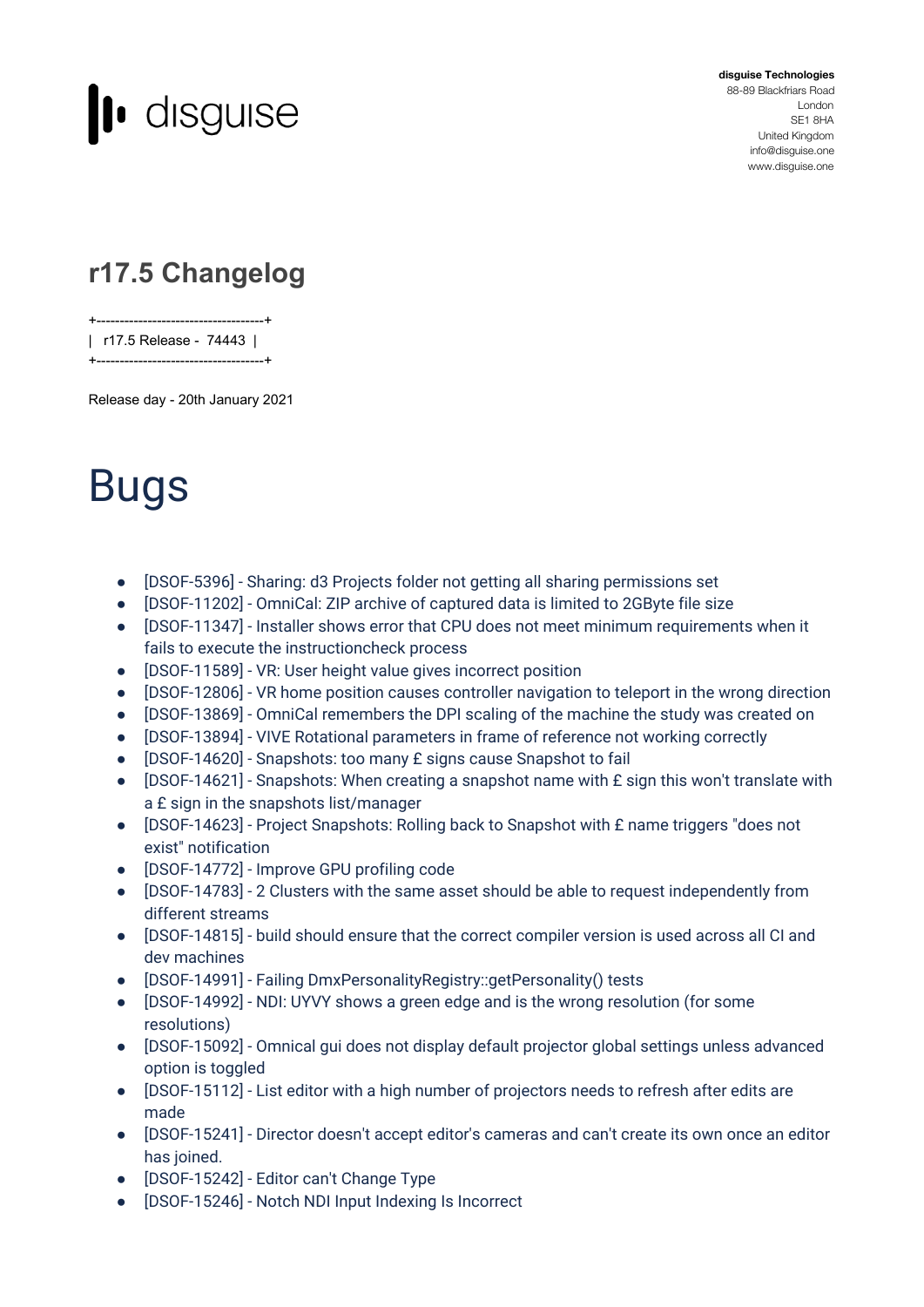disguise Technologies
88-89 Blackfriars Road
London
SE1 8HA
United Kingdom
info@disguise.one
www.disguise.one

## r17.5 Changelog

```
+------------------------------------+
|  r17.5 Release -  74443  |
+------------------------------------+
```

Release day - 20th January 2021

# Bugs

- [DSOF-5396] - Sharing: d3 Projects folder not getting all sharing permissions set
- [DSOF-11202] - OmniCal: ZIP archive of captured data is limited to 2GByte file size
- [DSOF-11347] - Installer shows error that CPU does not meet minimum requirements when it fails to execute the instructioncheck process
- [DSOF-11589] - VR: User height value gives incorrect position
- [DSOF-12806] - VR home position causes controller navigation to teleport in the wrong direction
- [DSOF-13869] - OmniCal remembers the DPI scaling of the machine the study was created on
- [DSOF-13894] - VIVE Rotational parameters in frame of reference not working correctly
- [DSOF-14620] - Snapshots: too many £ signs cause Snapshot to fail
- [DSOF-14621] - Snapshots: When creating a snapshot name with £ sign this won't translate with a £ sign in the snapshots list/manager
- [DSOF-14623] - Project Snapshots: Rolling back to Snapshot with £ name triggers "does not exist" notification
- [DSOF-14772] - Improve GPU profiling code
- [DSOF-14783] - 2 Clusters with the same asset should be able to request independently from different streams
- [DSOF-14815] - build should ensure that the correct compiler version is used across all CI and dev machines
- [DSOF-14991] - Failing DmxPersonalityRegistry::getPersonality() tests
- [DSOF-14992] - NDI: UYVY shows a green edge and is the wrong resolution (for some resolutions)
- [DSOF-15092] - Omnical gui does not display default projector global settings unless advanced option is toggled
- [DSOF-15112] - List editor with a high number of projectors needs to refresh after edits are made
- [DSOF-15241] - Director doesn't accept editor's cameras and can't create its own once an editor has joined.
- [DSOF-15242] - Editor can't Change Type
- [DSOF-15246] - Notch NDI Input Indexing Is Incorrect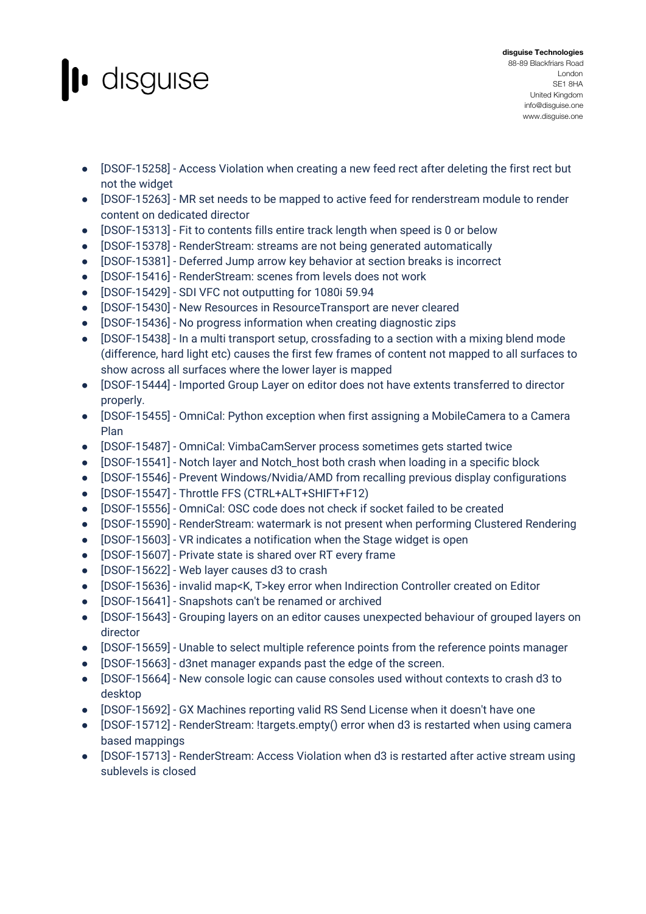- [DSOF-15258] - Access Violation when creating a new feed rect after deleting the first rect but not the widget
- [DSOF-15263] - MR set needs to be mapped to active feed for renderstream module to render content on dedicated director
- [DSOF-15313] - Fit to contents fills entire track length when speed is 0 or below
- [DSOF-15378] - RenderStream: streams are not being generated automatically
- [DSOF-15381] - Deferred Jump arrow key behavior at section breaks is incorrect
- [DSOF-15416] - RenderStream: scenes from levels does not work
- [DSOF-15429] - SDI VFC not outputting for 1080i 59.94
- [DSOF-15430] - New Resources in ResourceTransport are never cleared
- [DSOF-15436] - No progress information when creating diagnostic zips
- [DSOF-15438] - In a multi transport setup, crossfading to a section with a mixing blend mode (difference, hard light etc) causes the first few frames of content not mapped to all surfaces to show across all surfaces where the lower layer is mapped
- [DSOF-15444] - Imported Group Layer on editor does not have extents transferred to director properly.
- [DSOF-15455] - OmniCal: Python exception when first assigning a MobileCamera to a Camera Plan
- [DSOF-15487] - OmniCal: VimbaCamServer process sometimes gets started twice
- [DSOF-15541] - Notch layer and Notch_host both crash when loading in a specific block
- [DSOF-15546] - Prevent Windows/Nvidia/AMD from recalling previous display configurations
- [DSOF-15547] - Throttle FFS (CTRL+ALT+SHIFT+F12)
- [DSOF-15556] - OmniCal: OSC code does not check if socket failed to be created
- [DSOF-15590] - RenderStream: watermark is not present when performing Clustered Rendering
- [DSOF-15603] - VR indicates a notification when the Stage widget is open
- [DSOF-15607] - Private state is shared over RT every frame
- [DSOF-15622] - Web layer causes d3 to crash
- [DSOF-15636] - invalid map<K, T>key error when Indirection Controller created on Editor
- [DSOF-15641] - Snapshots can't be renamed or archived
- [DSOF-15643] - Grouping layers on an editor causes unexpected behaviour of grouped layers on director
- [DSOF-15659] - Unable to select multiple reference points from the reference points manager
- [DSOF-15663] - d3net manager expands past the edge of the screen.
- [DSOF-15664] - New console logic can cause consoles used without contexts to crash d3 to desktop
- [DSOF-15692] - GX Machines reporting valid RS Send License when it doesn't have one
- [DSOF-15712] - RenderStream: !targets.empty() error when d3 is restarted when using camera based mappings
- [DSOF-15713] - RenderStream: Access Violation when d3 is restarted after active stream using sublevels is closed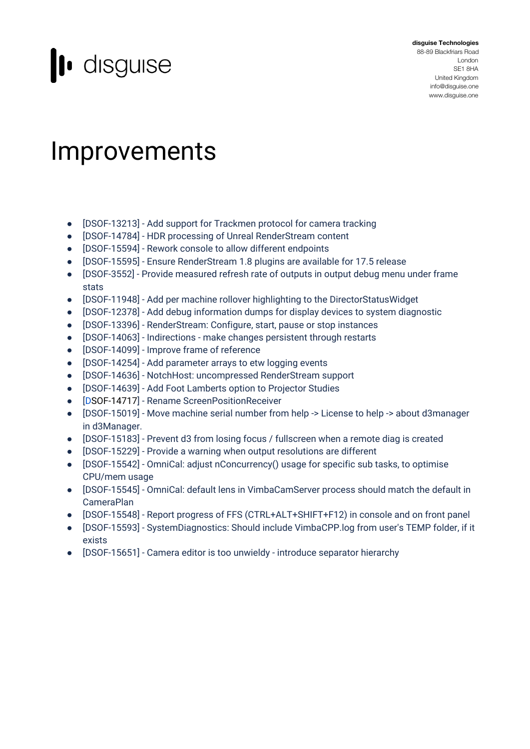# Improvements

- [DSOF-13213] - Add support for Trackmen protocol for camera tracking
- [DSOF-14784] - HDR processing of Unreal RenderStream content
- [DSOF-15594] - Rework console to allow different endpoints
- [DSOF-15595] - Ensure RenderStream 1.8 plugins are available for 17.5 release
- [DSOF-3552] - Provide measured refresh rate of outputs in output debug menu under frame stats
- [DSOF-11948] - Add per machine rollover highlighting to the DirectorStatusWidget
- [DSOF-12378] - Add debug information dumps for display devices to system diagnostic
- [DSOF-13396] - RenderStream: Configure, start, pause or stop instances
- [DSOF-14063] - Indirections - make changes persistent through restarts
- [DSOF-14099] - Improve frame of reference
- [DSOF-14254] - Add parameter arrays to etw logging events
- [DSOF-14636] - NotchHost: uncompressed RenderStream support
- [DSOF-14639] - Add Foot Lamberts option to Projector Studies
- [DSOF-14717] - Rename ScreenPositionReceiver
- [DSOF-15019] - Move machine serial number from help -> License to help -> about d3manager in d3Manager.
- [DSOF-15183] - Prevent d3 from losing focus / fullscreen when a remote diag is created
- [DSOF-15229] - Provide a warning when output resolutions are different
- [DSOF-15542] - OmniCal: adjust nConcurrency() usage for specific sub tasks, to optimise CPU/mem usage
- [DSOF-15545] - OmniCal: default lens in VimbaCamServer process should match the default in CameraPlan
- [DSOF-15548] - Report progress of FFS (CTRL+ALT+SHIFT+F12) in console and on front panel
- [DSOF-15593] - SystemDiagnostics: Should include VimbaCPP.log from user's TEMP folder, if it exists
- [DSOF-15651] - Camera editor is too unwieldy - introduce separator hierarchy